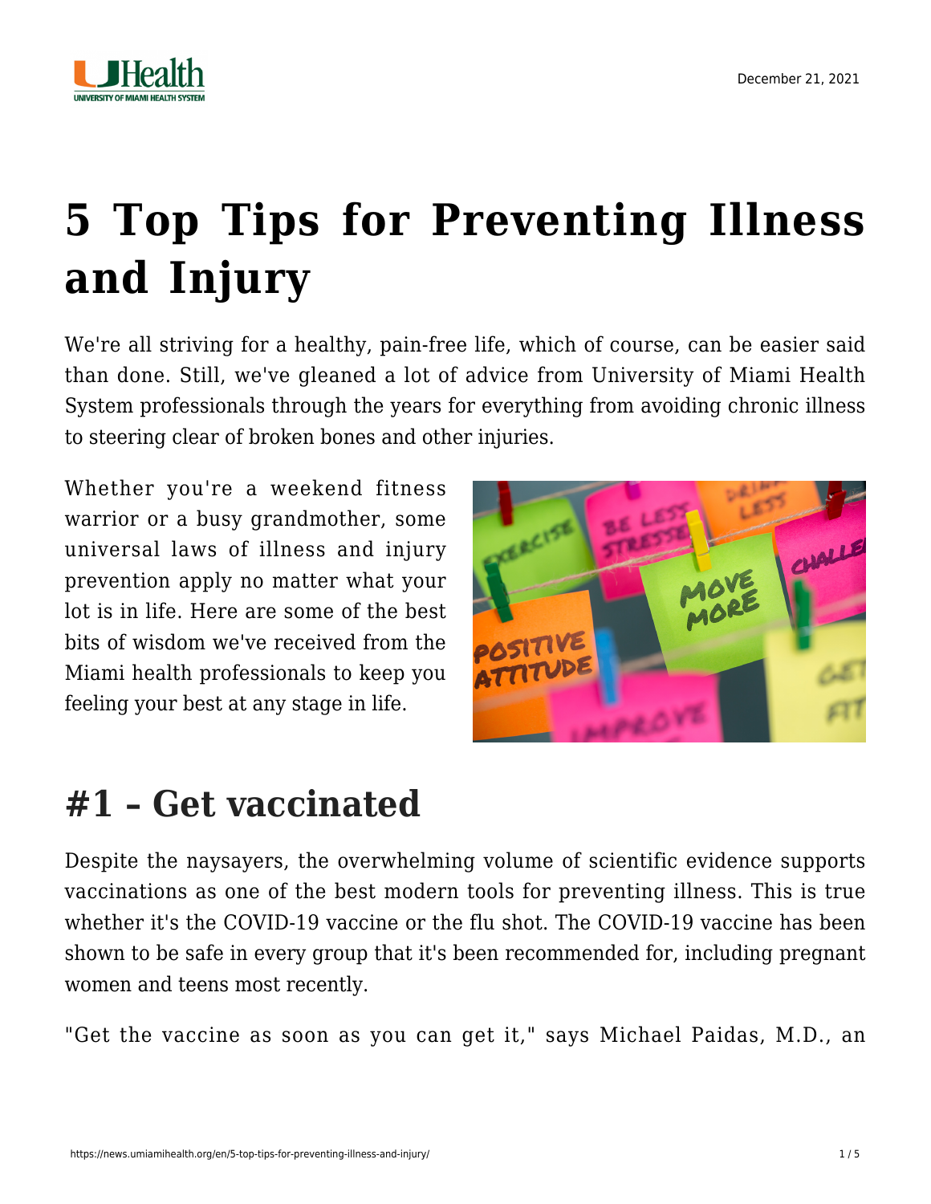# 5 Top Tips for Preventing Illness and Injury

We're all striving for a healthy, pain-free life, which of course, can be easier said than done. Still, we've gleaned a lot of advice from University of Miami Health System professionals through the years for everything from avoiding chronic illness to steering clear of broken bones and other injuries.

Whether you're a weekend fitness warrior or a busy grandmother, some universal laws of illness and injury prevention apply no matter what your lot is in life. Here are some of the best bits of wisdom we've received from the Miami health professionals to keep you feeling your best at any stage in life.

## #1 – Get vaccinated

Despite the naysayers, the overwhelming volume of scientific evidence supports vaccinations as one of the best modern tools for preventing illness. This is true whether it's the COVID-19 vaccine or the flu shot. The COVID-19 vaccine has been shown to be safe in every group that it's been recommended for, including pregnant women and teens most recently.

"Get the vaccine as soon as you can get it," says Michael Paidas, M.D., an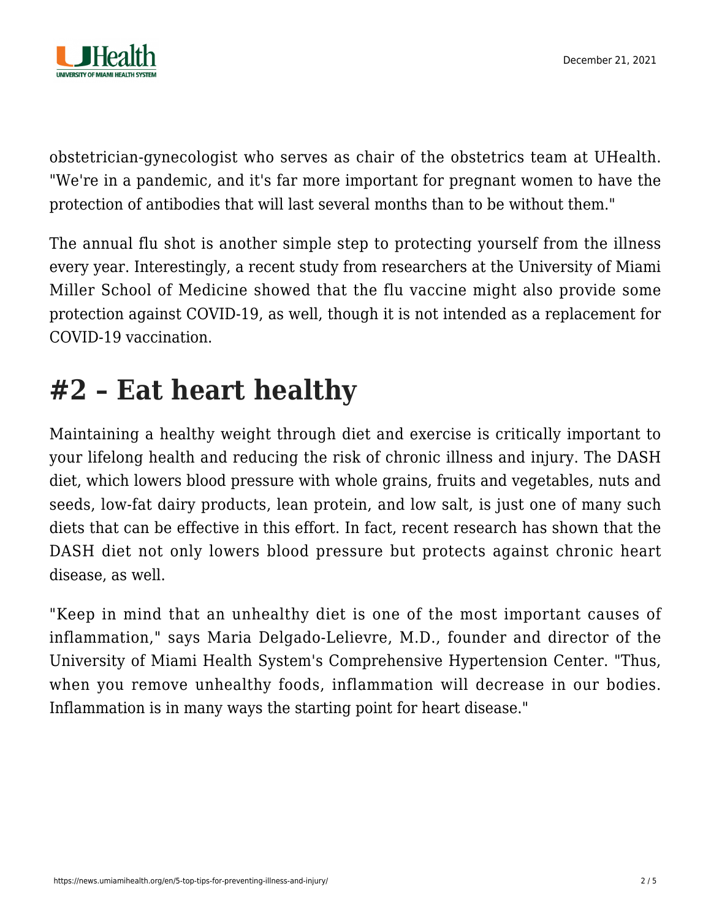obstetrician-gynecologist who serves as chair of the obstetrics team at UHealth. "We're in a pandemic, and it's far more important for pregnant women to have the protection of antibodies that will last several months than to be without them."

The annual flu shot is another simple step to protecting yourself from the illness every year. Interestingly, a recent study from researchers at the University of Miami Miller School of Medicine showed that the flu vaccine might also provide some protection against COVID-19, as well, though it is not intended as a replacement for COVID-19 vaccination.

# #2 – Eat heart healthy

Maintaining a healthy weight through diet and exercise is critically important to your lifelong health and reducing the risk of chronic illness and injury. The DASH diet, which lowers blood pressure with whole grains, fruits and vegetables, nuts and seeds, low-fat dairy products, lean protein, and low salt, is just one of many such diets that can be effective in this effort. In fact, recent research has shown that the DASH diet not only lowers blood pressure but protects against chronic heart disease, as well.

"Keep in mind that an unhealthy diet is one of the most important causes of inflammation," says Maria Delgado-Lelievre, M.D., founder and director of the University of Miami Health System's Comprehensive Hypertension Center. "Thus, when you remove unhealthy foods, inflammation will decrease in our bodies. Inflammation is in many ways the starting point for heart disease."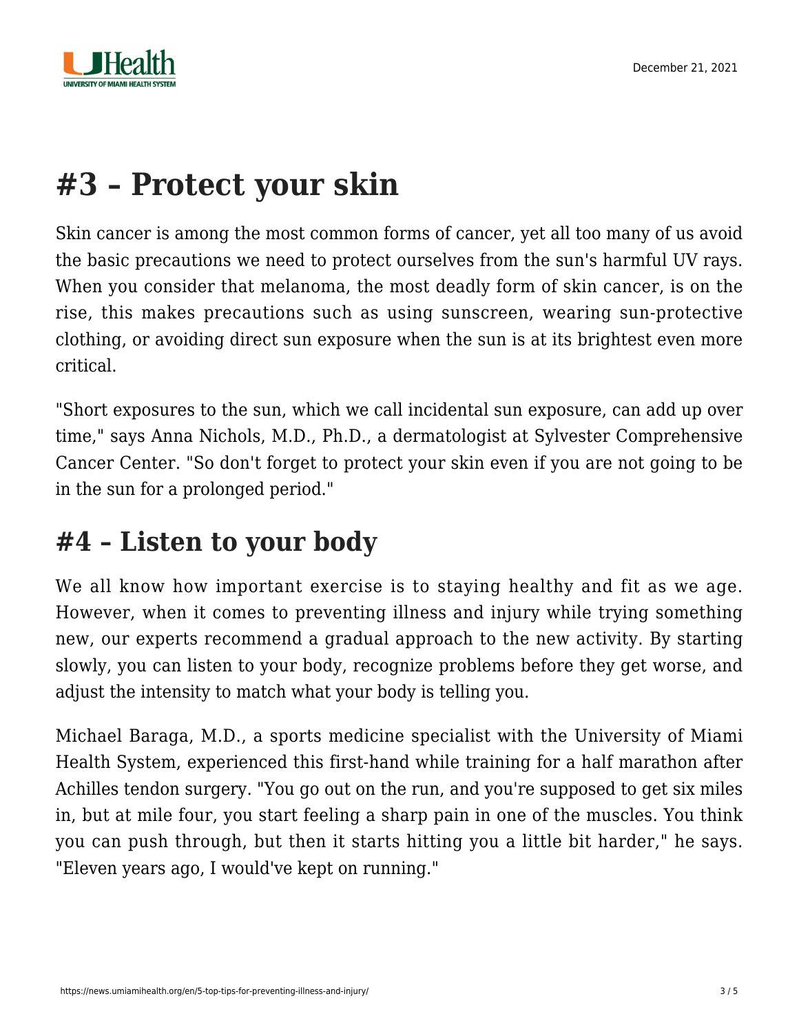# #3 – Protect your skin

Skin cancer is among the most common forms of cancer, yet all too many of us avoid the basic precautions we need to protect ourselves from the sun's harmful UV rays. When you consider that melanoma, the most deadly form of skin cancer, is on the rise, this makes precautions such as using sunscreen, wearing sun-protective clothing, or avoiding direct sun exposure when the sun is at its brightest even more critical.

"Short exposures to the sun, which we call incidental sun exposure, can add up over time," says Anna Nichols, M.D., Ph.D., a dermatologist at Sylvester Comprehensive Cancer Center. "So don't forget to protect your skin even if you are not going to be in the sun for a prolonged period."

## #4 – Listen to your body

We all know how important exercise is to staying healthy and fit as we age. However, when it comes to preventing illness and injury while trying something new, our experts recommend a gradual approach to the new activity. By starting slowly, you can listen to your body, recognize problems before they get worse, and adjust the intensity to match what your body is telling you.

Michael Baraga, M.D., a sports medicine specialist with the University of Miami Health System, experienced this first-hand while training for a half marathon after Achilles tendon surgery. "You go out on the run, and you're supposed to get six miles in, but at mile four, you start feeling a sharp pain in one of the muscles. You think you can push through, but then it starts hitting you a little bit harder," he says. "Eleven years ago, I would've kept on running."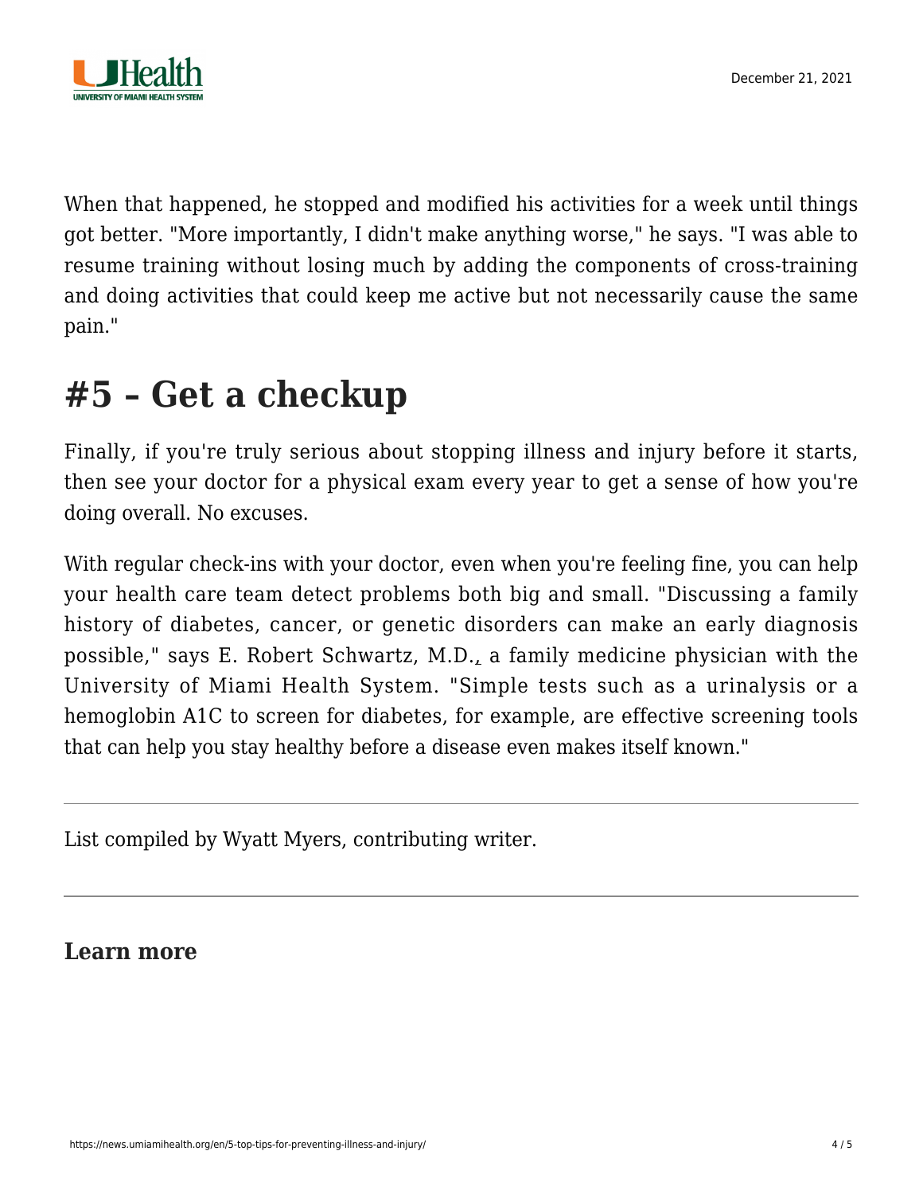When that happened, he stopped and modified his activities for a week until things got better. "More importantly, I didn't make anything worse," he says. "I was able to resume training without losing much by adding the components of cross-training and doing activities that could keep me active but not necessarily cause the same pain."

## #5 – Get a checkup

Finally, if you're truly serious about stopping illness and injury before it starts, then see your doctor for a physical exam every year to get a sense of how you're doing overall. No excuses.

With regular check-ins with your doctor, even when you're feeling fine, you can help your health care team detect problems both big and small. "Discussing a family history of diabetes, cancer, or genetic disorders can make an early diagnosis possible," says E. Robert Schwartz, M.D., a family medicine physician with the University of Miami Health System. "Simple tests such as a urinalysis or a hemoglobin A1C to screen for diabetes, for example, are effective screening tools that can help you stay healthy before a disease even makes itself known."

---

List compiled by Wyatt Myers, contributing writer.

---

### Learn more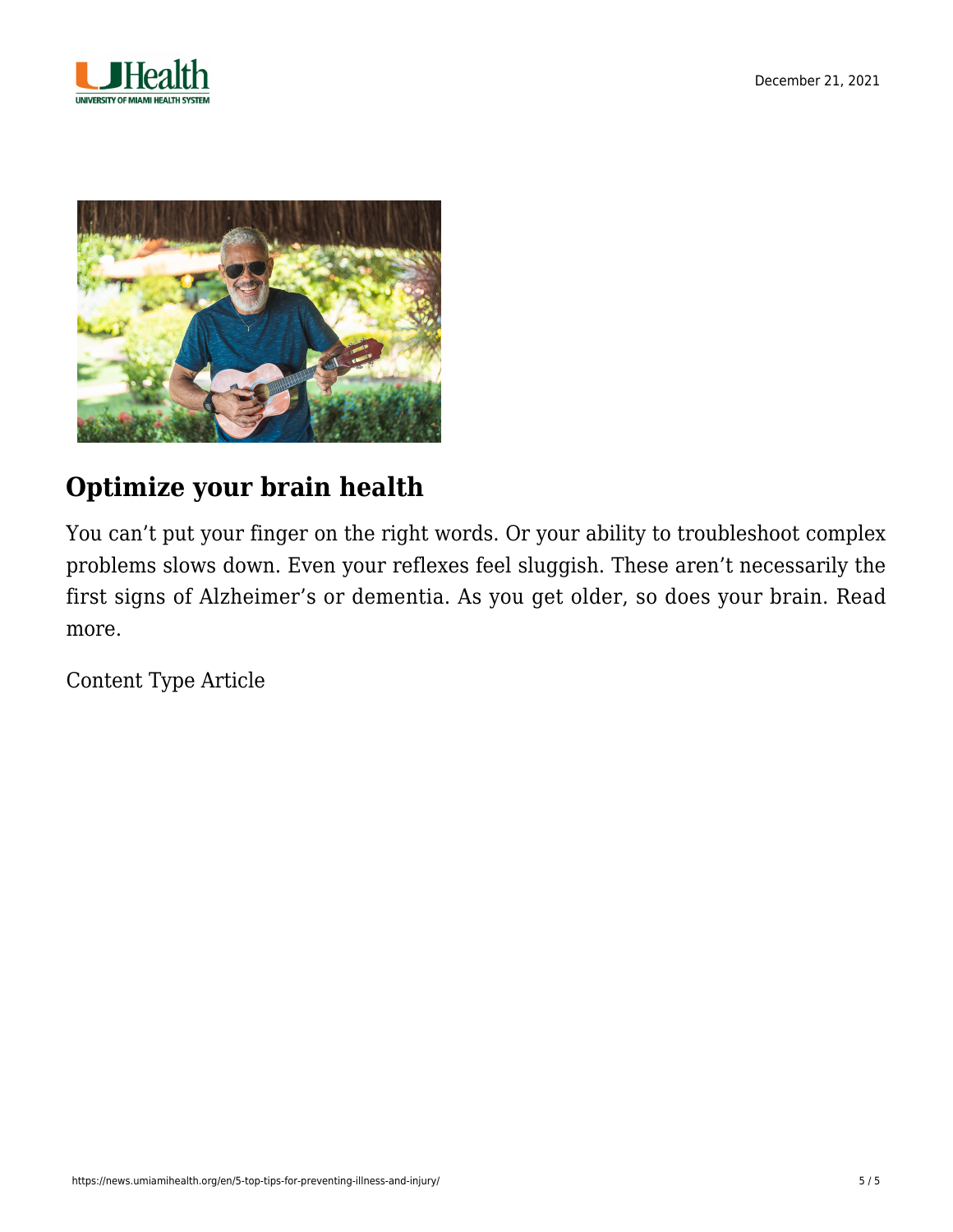## Optimize your brain health

You can't put your finger on the right words. Or your ability to troubleshoot complex problems slows down. Even your reflexes feel sluggish. These aren't necessarily the first signs of Alzheimer's or dementia. As you get older, so does your brain. Read more.

Content Type Article